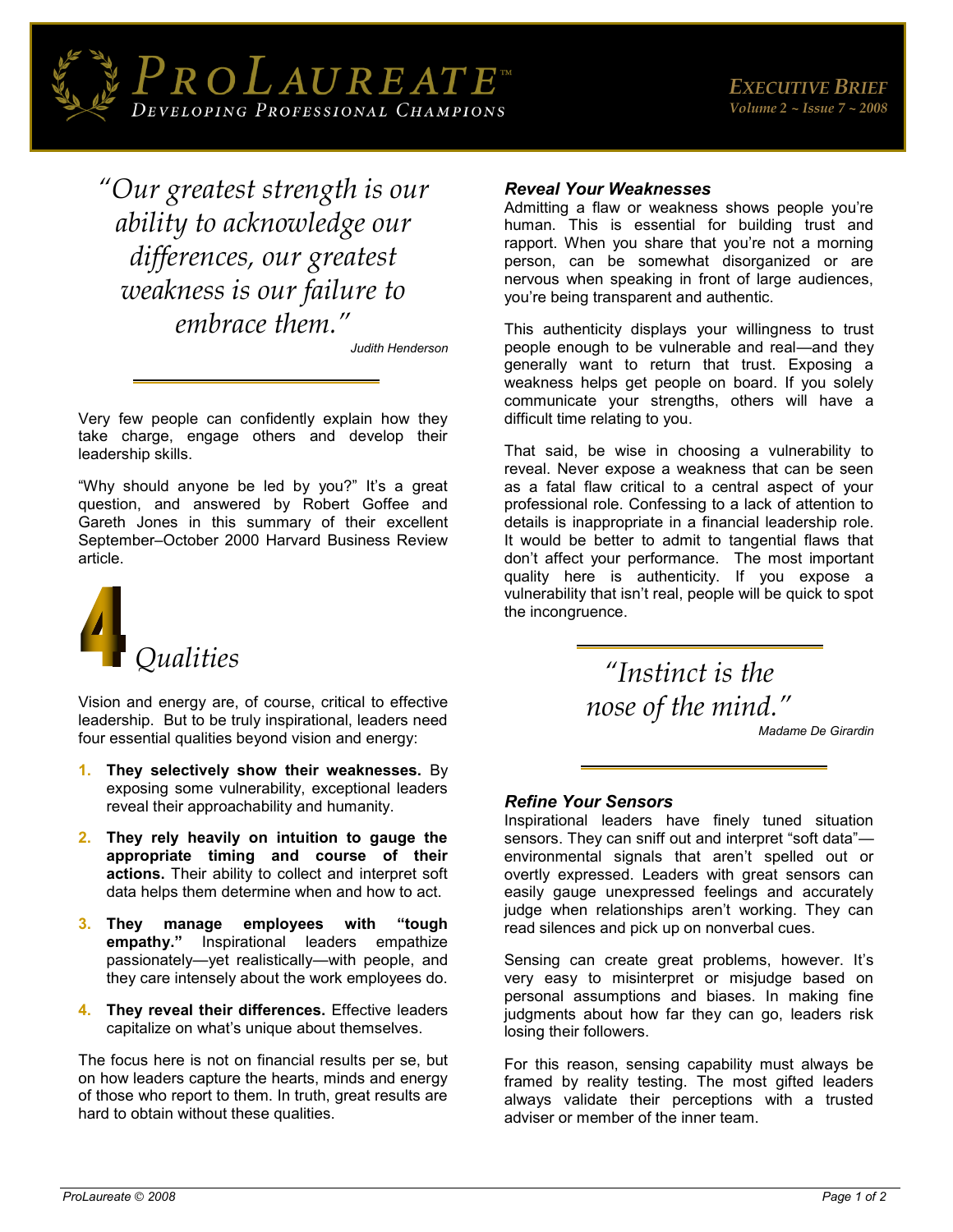# ProLaureate™

*Developing Professional Champions*

*Executive Brief*
*Volume 2 ~ Issue 7 ~ 2008*

> *"Our greatest strength is our ability to acknowledge our differences, our greatest weakness is our failure to embrace them."*
>
> Judith Henderson

Very few people can confidently explain how they take charge, engage others and develop their leadership skills.

"Why should anyone be led by you?" It's a great question, and answered by Robert Goffee and Gareth Jones in this summary of their excellent September–October 2000 Harvard Business Review article.

## 4 *Qualities*

Vision and energy are, of course, critical to effective leadership. But to be truly inspirational, leaders need four essential qualities beyond vision and energy:

1. **They selectively show their weaknesses.** By exposing some vulnerability, exceptional leaders reveal their approachability and humanity.
2. **They rely heavily on intuition to gauge the appropriate timing and course of their actions.** Their ability to collect and interpret soft data helps them determine when and how to act.
3. **They manage employees with "tough empathy."** Inspirational leaders empathize passionately—yet realistically—with people, and they care intensely about the work employees do.
4. **They reveal their differences.** Effective leaders capitalize on what's unique about themselves.

The focus here is not on financial results per se, but on how leaders capture the hearts, minds and energy of those who report to them. In truth, great results are hard to obtain without these qualities.

### *Reveal Your Weaknesses*

Admitting a flaw or weakness shows people you're human. This is essential for building trust and rapport. When you share that you're not a morning person, can be somewhat disorganized or are nervous when speaking in front of large audiences, you're being transparent and authentic.

This authenticity displays your willingness to trust people enough to be vulnerable and real—and they generally want to return that trust. Exposing a weakness helps get people on board. If you solely communicate your strengths, others will have a difficult time relating to you.

That said, be wise in choosing a vulnerability to reveal. Never expose a weakness that can be seen as a fatal flaw critical to a central aspect of your professional role. Confessing to a lack of attention to details is inappropriate in a financial leadership role. It would be better to admit to tangential flaws that don't affect your performance. The most important quality here is authenticity. If you expose a vulnerability that isn't real, people will be quick to spot the incongruence.

> *"Instinct is the nose of the mind."*
>
> Madame De Girardin

### *Refine Your Sensors*

Inspirational leaders have finely tuned situation sensors. They can sniff out and interpret "soft data"—environmental signals that aren't spelled out or overtly expressed. Leaders with great sensors can easily gauge unexpressed feelings and accurately judge when relationships aren't working. They can read silences and pick up on nonverbal cues.

Sensing can create great problems, however. It's very easy to misinterpret or misjudge based on personal assumptions and biases. In making fine judgments about how far they can go, leaders risk losing their followers.

For this reason, sensing capability must always be framed by reality testing. The most gifted leaders always validate their perceptions with a trusted adviser or member of the inner team.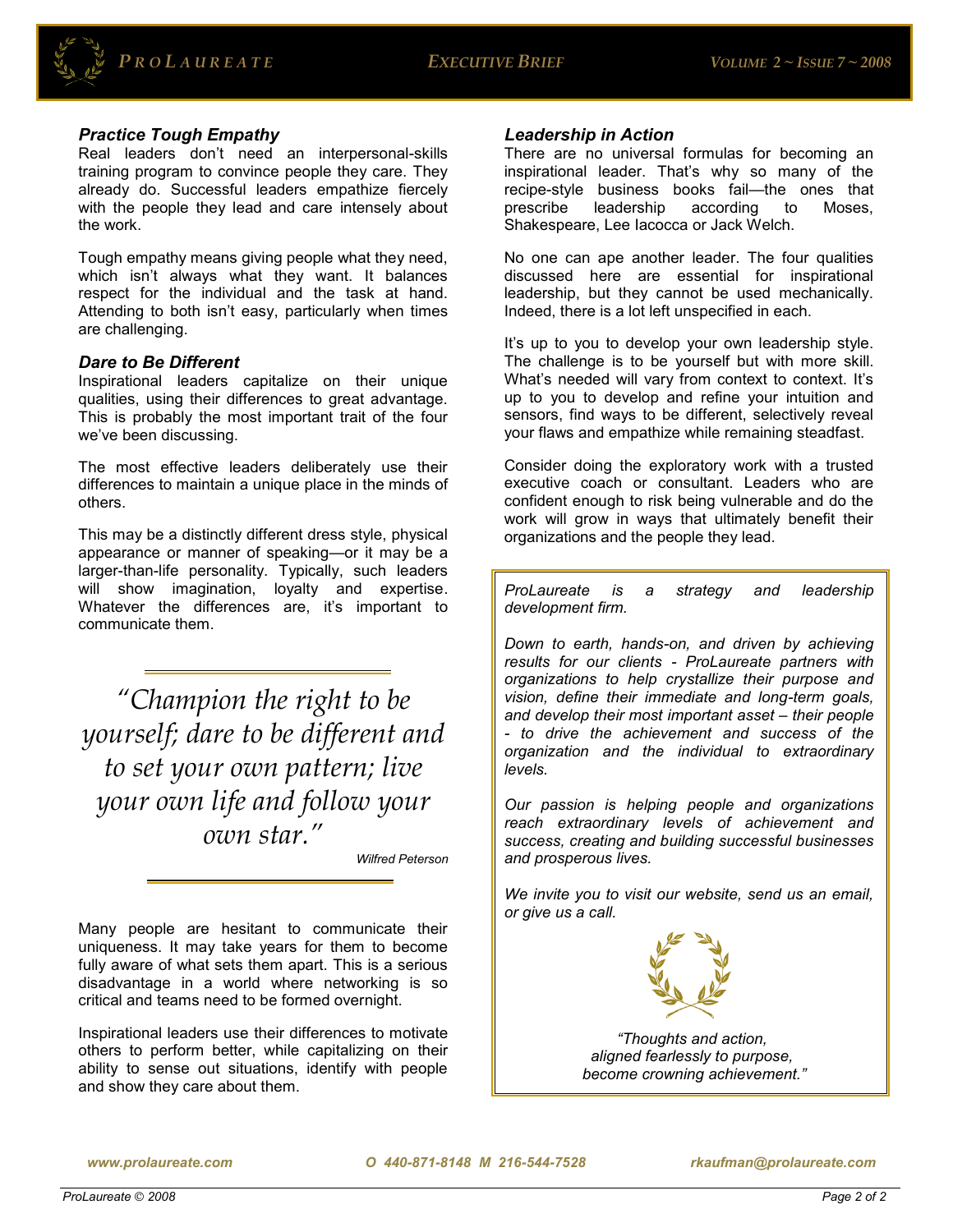### *Practice Tough Empathy*

Real leaders don't need an interpersonal-skills training program to convince people they care. They already do. Successful leaders empathize fiercely with the people they lead and care intensely about the work.

Tough empathy means giving people what they need, which isn't always what they want. It balances respect for the individual and the task at hand. Attending to both isn't easy, particularly when times are challenging.

### *Dare to Be Different*

Inspirational leaders capitalize on their unique qualities, using their differences to great advantage. This is probably the most important trait of the four we've been discussing.

The most effective leaders deliberately use their differences to maintain a unique place in the minds of others.

This may be a distinctly different dress style, physical appearance or manner of speaking—or it may be a larger-than-life personality. Typically, such leaders will show imagination, loyalty and expertise. Whatever the differences are, it's important to communicate them.

> *"Champion the right to be yourself; dare to be different and to set your own pattern; live your own life and follow your own star."*
>
> *Wilfred Peterson*

Many people are hesitant to communicate their uniqueness. It may take years for them to become fully aware of what sets them apart. This is a serious disadvantage in a world where networking is so critical and teams need to be formed overnight.

Inspirational leaders use their differences to motivate others to perform better, while capitalizing on their ability to sense out situations, identify with people and show they care about them.

### *Leadership in Action*

There are no universal formulas for becoming an inspirational leader. That's why so many of the recipe-style business books fail—the ones that prescribe leadership according to Moses, Shakespeare, Lee Iacocca or Jack Welch.

No one can ape another leader. The four qualities discussed here are essential for inspirational leadership, but they cannot be used mechanically. Indeed, there is a lot left unspecified in each.

It's up to you to develop your own leadership style. The challenge is to be yourself but with more skill. What's needed will vary from context to context. It's up to you to develop and refine your intuition and sensors, find ways to be different, selectively reveal your flaws and empathize while remaining steadfast.

Consider doing the exploratory work with a trusted executive coach or consultant. Leaders who are confident enough to risk being vulnerable and do the work will grow in ways that ultimately benefit their organizations and the people they lead.

*ProLaureate is a strategy and leadership development firm.*

*Down to earth, hands-on, and driven by achieving results for our clients - ProLaureate partners with organizations to help crystallize their purpose and vision, define their immediate and long-term goals, and develop their most important asset – their people - to drive the achievement and success of the organization and the individual to extraordinary levels.*

*Our passion is helping people and organizations reach extraordinary levels of achievement and success, creating and building successful businesses and prosperous lives.*

*We invite you to visit our website, send us an email, or give us a call.*

*"Thoughts and action,
aligned fearlessly to purpose,
become crowning achievement."*

*www.prolaureate.com* *O 440-871-8148 M 216-544-7528* *rkaufman@prolaureate.com*